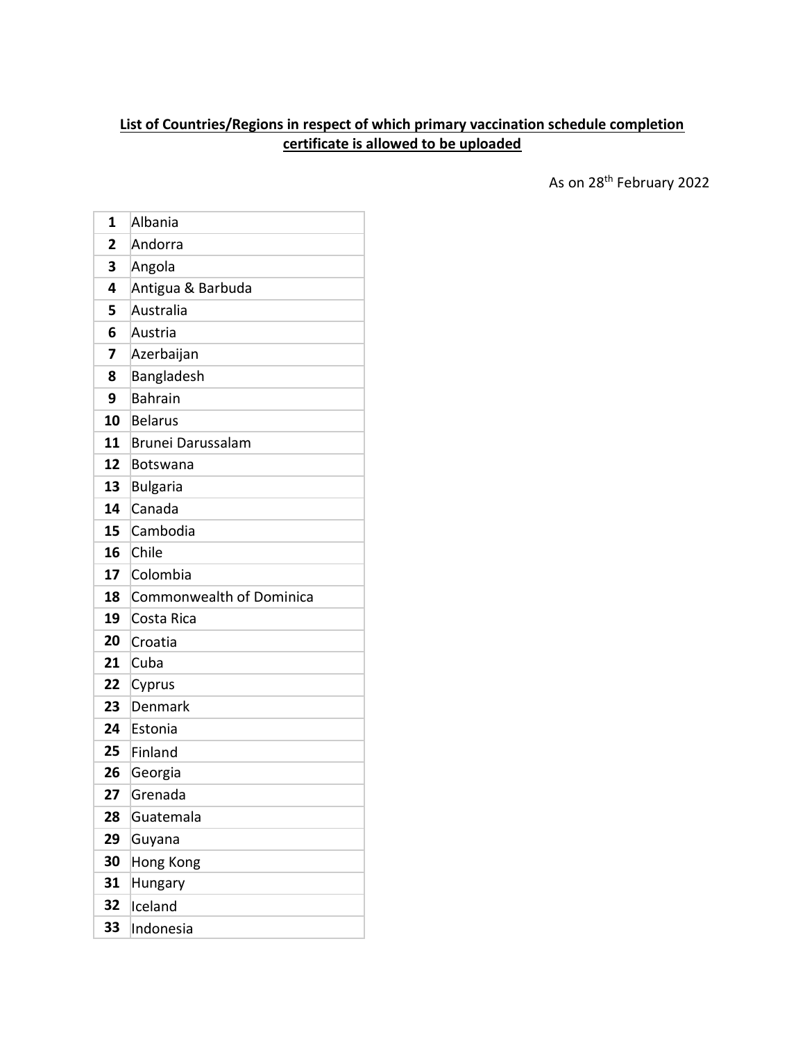**List of Countries/Regions in respect of which primary vaccination schedule completion certificate is allowed to be uploaded**

As on 28th February 2022

| | |
|---|---|
| **1** | Albania |
| **2** | Andorra |
| **3** | Angola |
| **4** | Antigua & Barbuda |
| **5** | Australia |
| **6** | Austria |
| **7** | Azerbaijan |
| **8** | Bangladesh |
| **9** | Bahrain |
| **10** | Belarus |
| **11** | Brunei Darussalam |
| **12** | Botswana |
| **13** | Bulgaria |
| **14** | Canada |
| **15** | Cambodia |
| **16** | Chile |
| **17** | Colombia |
| **18** | Commonwealth of Dominica |
| **19** | Costa Rica |
| **20** | Croatia |
| **21** | Cuba |
| **22** | Cyprus |
| **23** | Denmark |
| **24** | Estonia |
| **25** | Finland |
| **26** | Georgia |
| **27** | Grenada |
| **28** | Guatemala |
| **29** | Guyana |
| **30** | Hong Kong |
| **31** | Hungary |
| **32** | Iceland |
| **33** | Indonesia |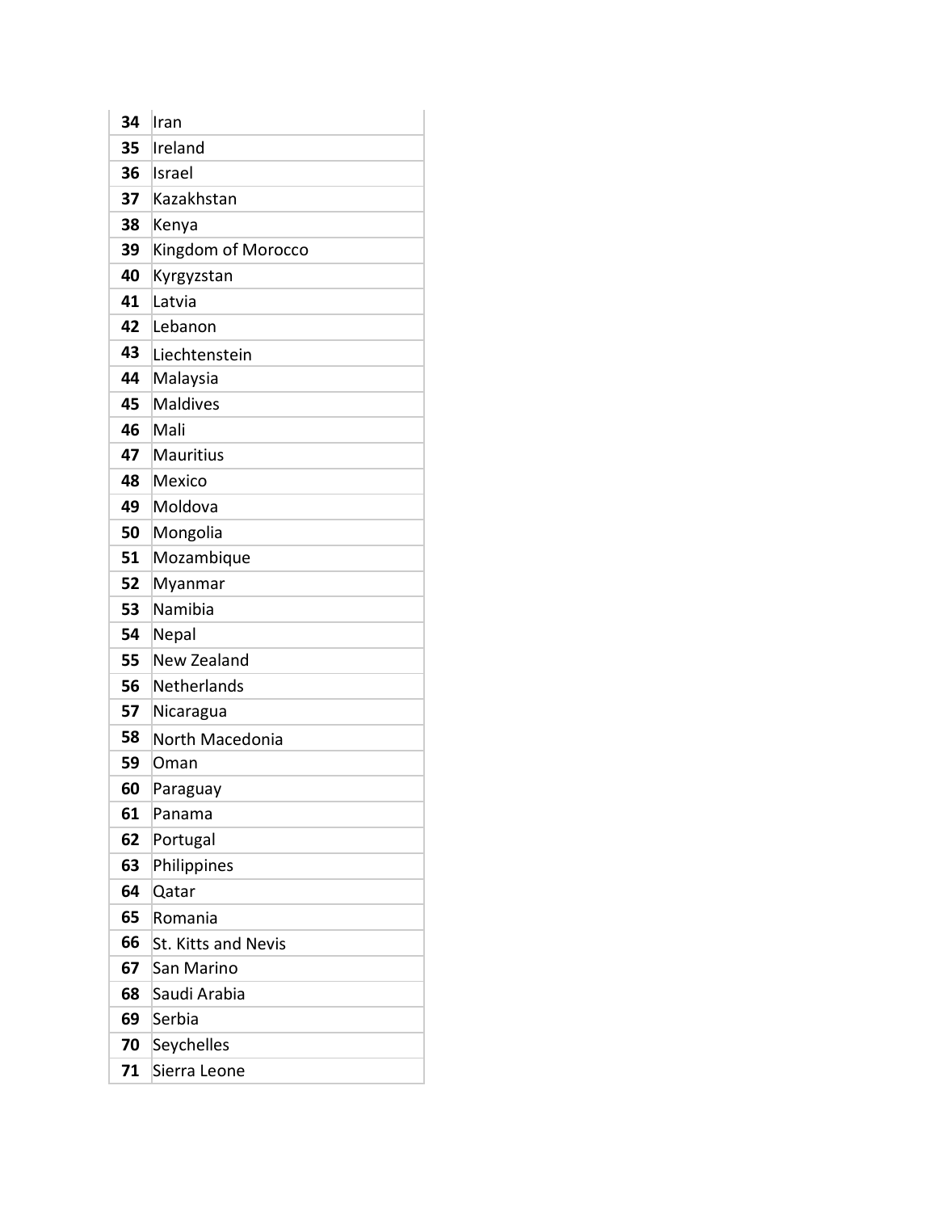| | |
|---|---|
| **34** | Iran |
| **35** | Ireland |
| **36** | Israel |
| **37** | Kazakhstan |
| **38** | Kenya |
| **39** | Kingdom of Morocco |
| **40** | Kyrgyzstan |
| **41** | Latvia |
| **42** | Lebanon |
| **43** | Liechtenstein |
| **44** | Malaysia |
| **45** | Maldives |
| **46** | Mali |
| **47** | Mauritius |
| **48** | Mexico |
| **49** | Moldova |
| **50** | Mongolia |
| **51** | Mozambique |
| **52** | Myanmar |
| **53** | Namibia |
| **54** | Nepal |
| **55** | New Zealand |
| **56** | Netherlands |
| **57** | Nicaragua |
| **58** | North Macedonia |
| **59** | Oman |
| **60** | Paraguay |
| **61** | Panama |
| **62** | Portugal |
| **63** | Philippines |
| **64** | Qatar |
| **65** | Romania |
| **66** | St. Kitts and Nevis |
| **67** | San Marino |
| **68** | Saudi Arabia |
| **69** | Serbia |
| **70** | Seychelles |
| **71** | Sierra Leone |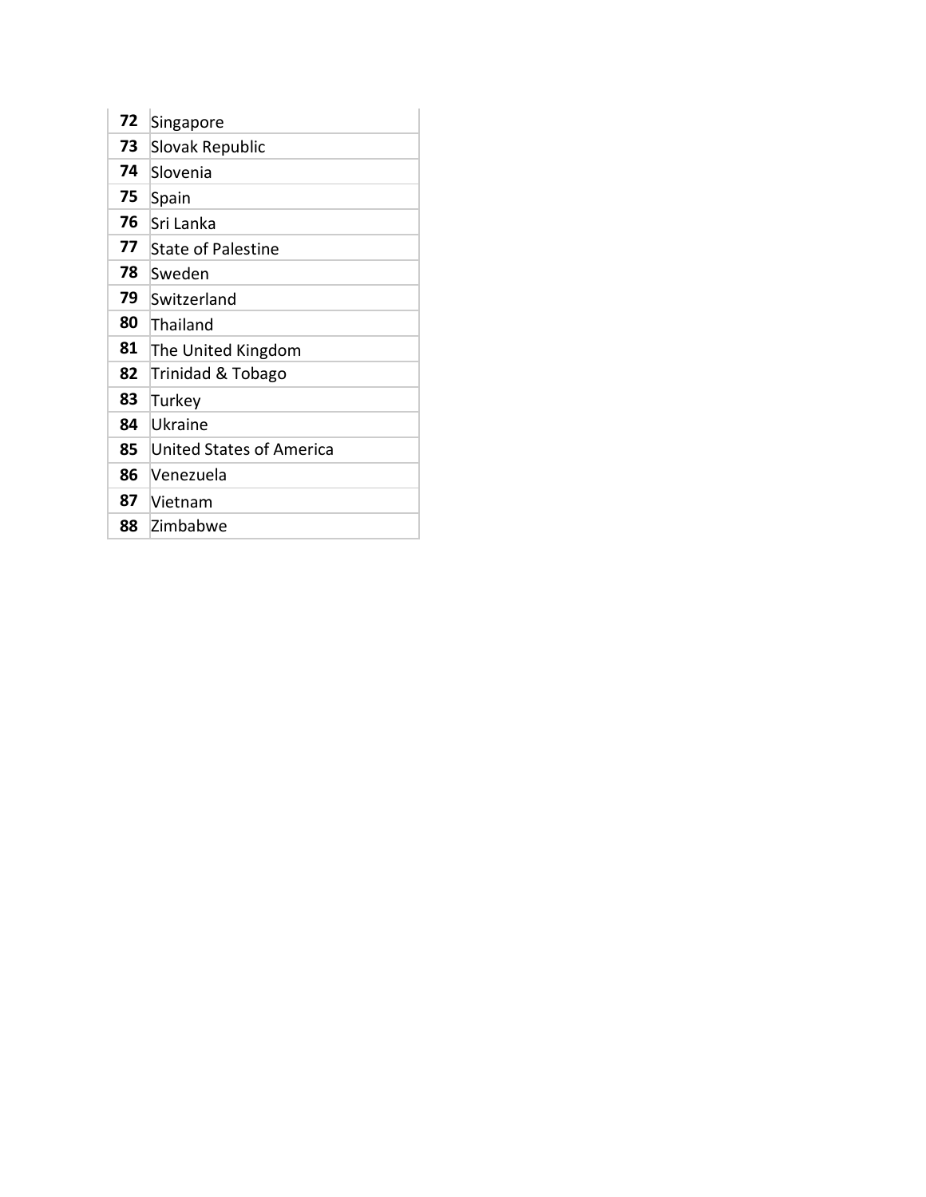| | |
|---|---|
| **72** | Singapore |
| **73** | Slovak Republic |
| **74** | Slovenia |
| **75** | Spain |
| **76** | Sri Lanka |
| **77** | State of Palestine |
| **78** | Sweden |
| **79** | Switzerland |
| **80** | Thailand |
| **81** | The United Kingdom |
| **82** | Trinidad & Tobago |
| **83** | Turkey |
| **84** | Ukraine |
| **85** | United States of America |
| **86** | Venezuela |
| **87** | Vietnam |
| **88** | Zimbabwe |